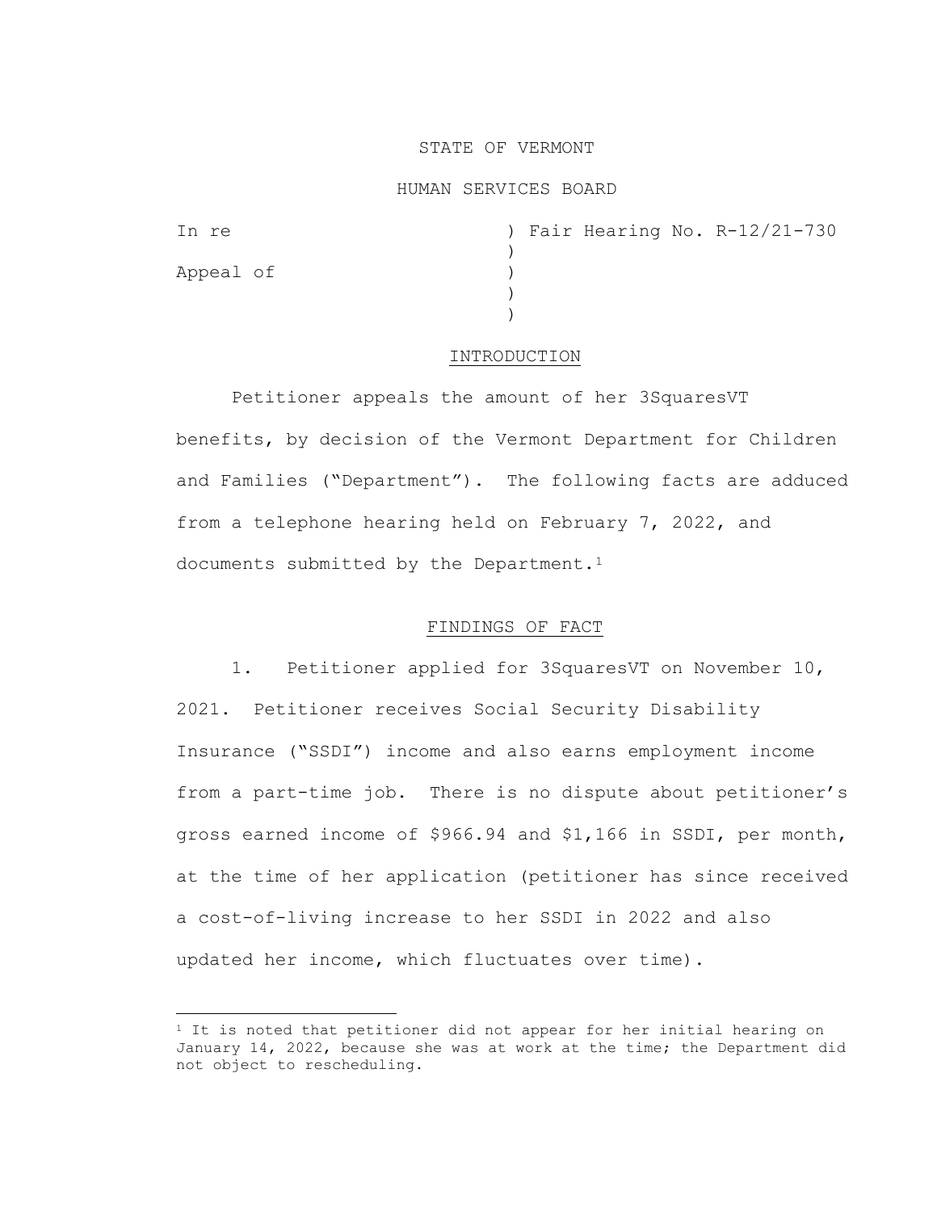STATE OF VERMONT

HUMAN SERVICES BOARD

In re ) Fair Hearing No. R-12/21-730
)
Appeal of )
)
)

## INTRODUCTION

Petitioner appeals the amount of her 3SquaresVT benefits, by decision of the Vermont Department for Children and Families ("Department"). The following facts are adduced from a telephone hearing held on February 7, 2022, and documents submitted by the Department.[1]

## FINDINGS OF FACT

1. Petitioner applied for 3SquaresVT on November 10, 2021. Petitioner receives Social Security Disability Insurance ("SSDI") income and also earns employment income from a part-time job. There is no dispute about petitioner's gross earned income of $966.94 and $1,166 in SSDI, per month, at the time of her application (petitioner has since received a cost-of-living increase to her SSDI in 2022 and also updated her income, which fluctuates over time).

---

[1] It is noted that petitioner did not appear for her initial hearing on January 14, 2022, because she was at work at the time; the Department did not object to rescheduling.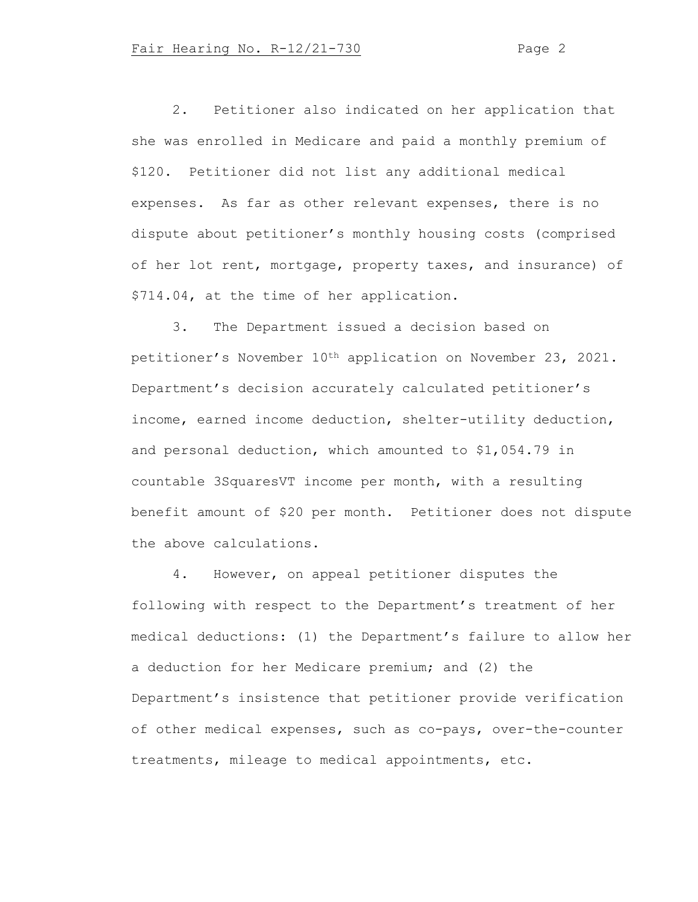2. Petitioner also indicated on her application that she was enrolled in Medicare and paid a monthly premium of $120. Petitioner did not list any additional medical expenses. As far as other relevant expenses, there is no dispute about petitioner's monthly housing costs (comprised of her lot rent, mortgage, property taxes, and insurance) of $714.04, at the time of her application.

3. The Department issued a decision based on petitioner's November 10th application on November 23, 2021. Department's decision accurately calculated petitioner's income, earned income deduction, shelter-utility deduction, and personal deduction, which amounted to $1,054.79 in countable 3SquaresVT income per month, with a resulting benefit amount of $20 per month. Petitioner does not dispute the above calculations.

4. However, on appeal petitioner disputes the following with respect to the Department's treatment of her medical deductions: (1) the Department's failure to allow her a deduction for her Medicare premium; and (2) the Department's insistence that petitioner provide verification of other medical expenses, such as co-pays, over-the-counter treatments, mileage to medical appointments, etc.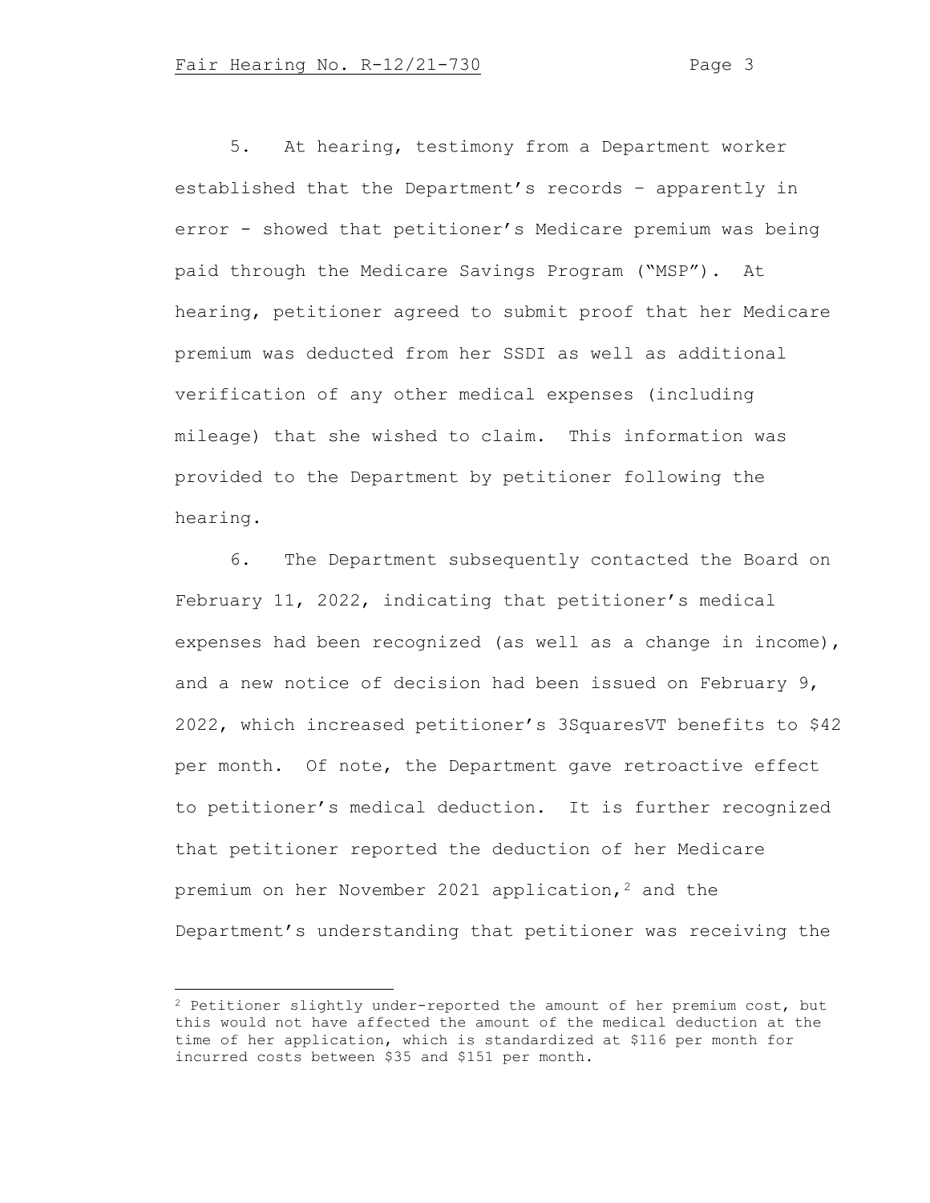5. At hearing, testimony from a Department worker established that the Department's records – apparently in error - showed that petitioner's Medicare premium was being paid through the Medicare Savings Program ("MSP"). At hearing, petitioner agreed to submit proof that her Medicare premium was deducted from her SSDI as well as additional verification of any other medical expenses (including mileage) that she wished to claim. This information was provided to the Department by petitioner following the hearing.

6. The Department subsequently contacted the Board on February 11, 2022, indicating that petitioner's medical expenses had been recognized (as well as a change in income), and a new notice of decision had been issued on February 9, 2022, which increased petitioner's 3SquaresVT benefits to $42 per month. Of note, the Department gave retroactive effect to petitioner's medical deduction. It is further recognized that petitioner reported the deduction of her Medicare premium on her November 2021 application,[2] and the Department's understanding that petitioner was receiving the

---

[2] Petitioner slightly under-reported the amount of her premium cost, but this would not have affected the amount of the medical deduction at the time of her application, which is standardized at $116 per month for incurred costs between $35 and $151 per month.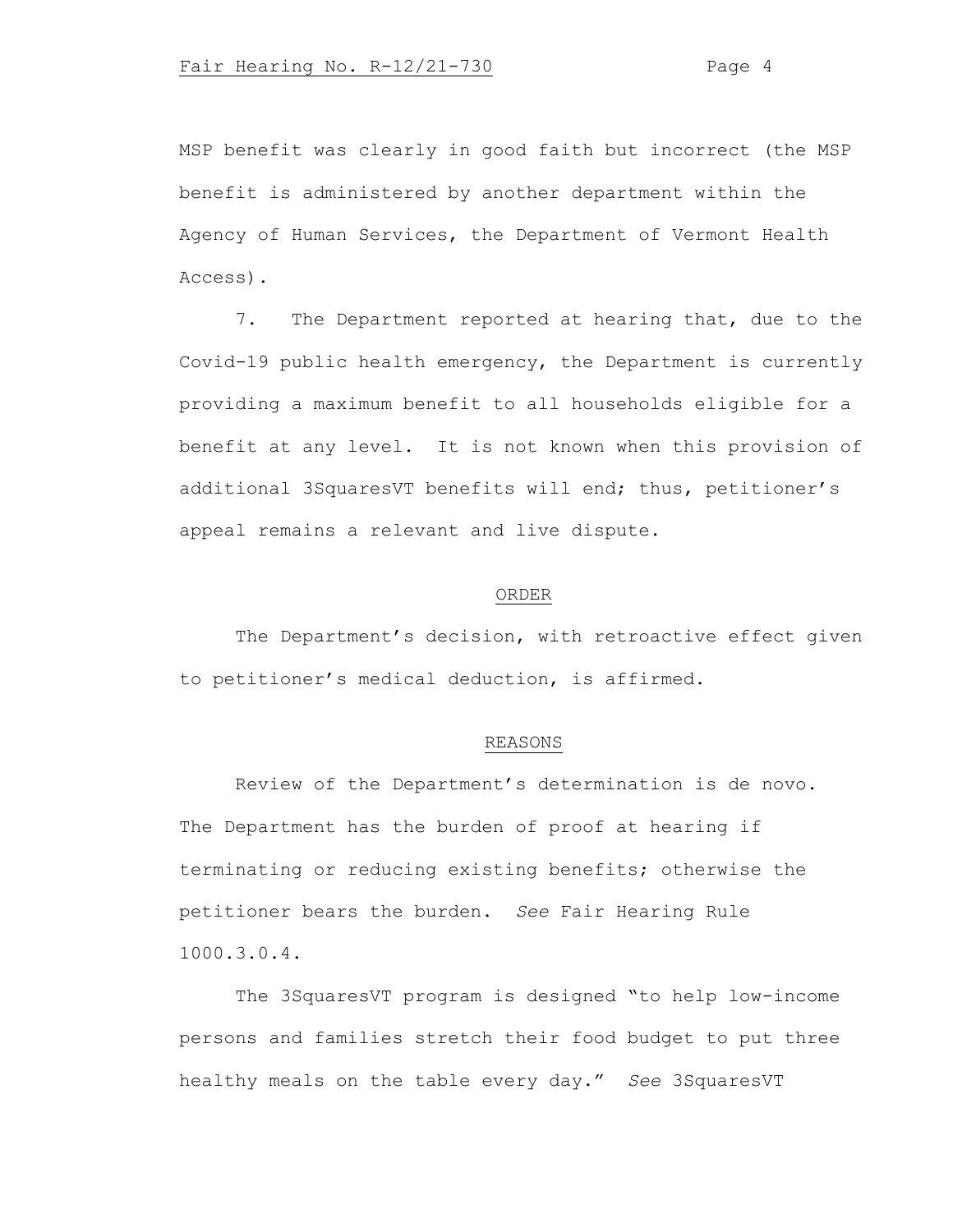MSP benefit was clearly in good faith but incorrect (the MSP benefit is administered by another department within the Agency of Human Services, the Department of Vermont Health Access).

7. The Department reported at hearing that, due to the Covid-19 public health emergency, the Department is currently providing a maximum benefit to all households eligible for a benefit at any level. It is not known when this provision of additional 3SquaresVT benefits will end; thus, petitioner's appeal remains a relevant and live dispute.

## ORDER

The Department's decision, with retroactive effect given to petitioner's medical deduction, is affirmed.

## REASONS

Review of the Department's determination is de novo. The Department has the burden of proof at hearing if terminating or reducing existing benefits; otherwise the petitioner bears the burden. *See* Fair Hearing Rule 1000.3.0.4.

The 3SquaresVT program is designed "to help low-income persons and families stretch their food budget to put three healthy meals on the table every day." *See* 3SquaresVT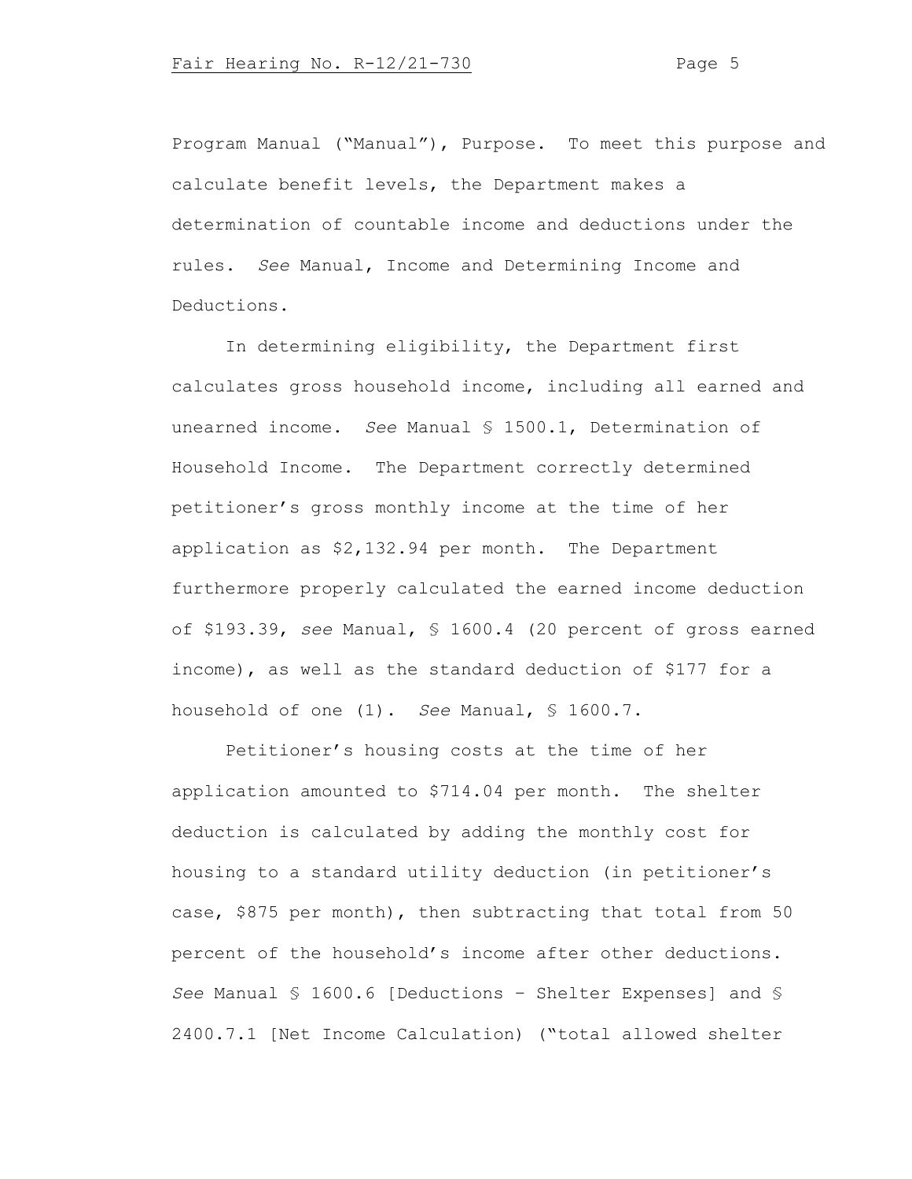Program Manual ("Manual"), Purpose. To meet this purpose and calculate benefit levels, the Department makes a determination of countable income and deductions under the rules. *See* Manual, Income and Determining Income and Deductions.

In determining eligibility, the Department first calculates gross household income, including all earned and unearned income. *See* Manual § 1500.1, Determination of Household Income. The Department correctly determined petitioner's gross monthly income at the time of her application as $2,132.94 per month. The Department furthermore properly calculated the earned income deduction of $193.39, *see* Manual, § 1600.4 (20 percent of gross earned income), as well as the standard deduction of $177 for a household of one (1). *See* Manual, § 1600.7.

Petitioner's housing costs at the time of her application amounted to $714.04 per month. The shelter deduction is calculated by adding the monthly cost for housing to a standard utility deduction (in petitioner's case, $875 per month), then subtracting that total from 50 percent of the household's income after other deductions. *See* Manual § 1600.6 [Deductions – Shelter Expenses] and § 2400.7.1 [Net Income Calculation) ("total allowed shelter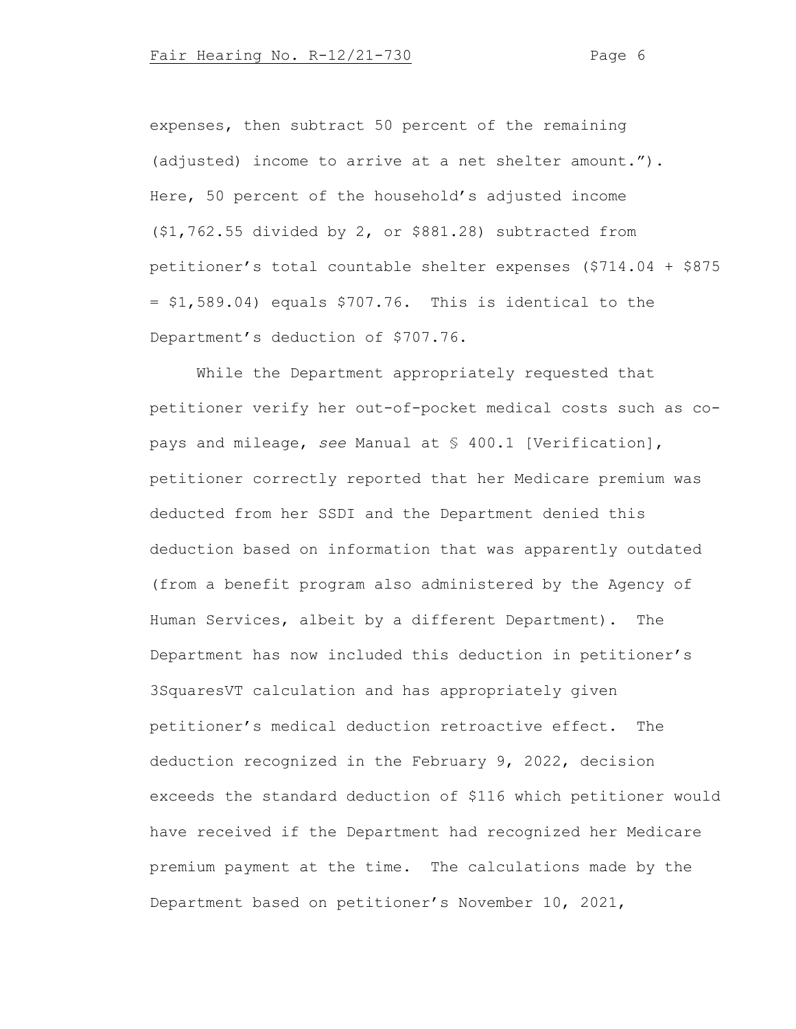expenses, then subtract 50 percent of the remaining (adjusted) income to arrive at a net shelter amount."). Here, 50 percent of the household's adjusted income ($1,762.55 divided by 2, or $881.28) subtracted from petitioner's total countable shelter expenses ($714.04 + $875 = $1,589.04) equals $707.76. This is identical to the Department's deduction of $707.76.

While the Department appropriately requested that petitioner verify her out-of-pocket medical costs such as co-pays and mileage, *see* Manual at § 400.1 [Verification], petitioner correctly reported that her Medicare premium was deducted from her SSDI and the Department denied this deduction based on information that was apparently outdated (from a benefit program also administered by the Agency of Human Services, albeit by a different Department). The Department has now included this deduction in petitioner's 3SquaresVT calculation and has appropriately given petitioner's medical deduction retroactive effect. The deduction recognized in the February 9, 2022, decision exceeds the standard deduction of $116 which petitioner would have received if the Department had recognized her Medicare premium payment at the time. The calculations made by the Department based on petitioner's November 10, 2021,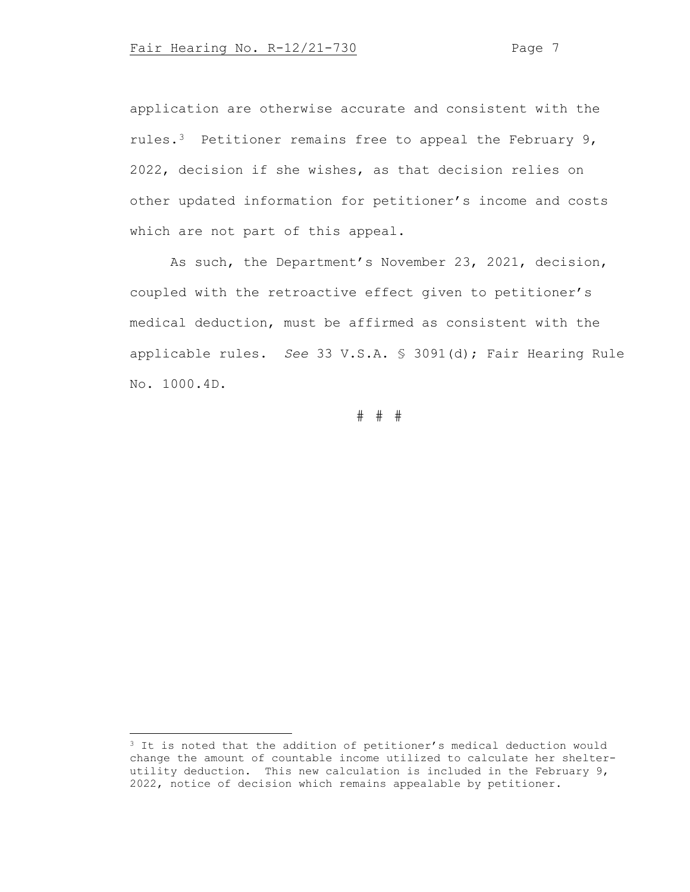application are otherwise accurate and consistent with the rules.[3] Petitioner remains free to appeal the February 9, 2022, decision if she wishes, as that decision relies on other updated information for petitioner's income and costs which are not part of this appeal.

As such, the Department's November 23, 2021, decision, coupled with the retroactive effect given to petitioner's medical deduction, must be affirmed as consistent with the applicable rules. *See* 33 V.S.A. § 3091(d); Fair Hearing Rule No. 1000.4D.

# # #

[3] It is noted that the addition of petitioner's medical deduction would change the amount of countable income utilized to calculate her shelter-utility deduction. This new calculation is included in the February 9, 2022, notice of decision which remains appealable by petitioner.